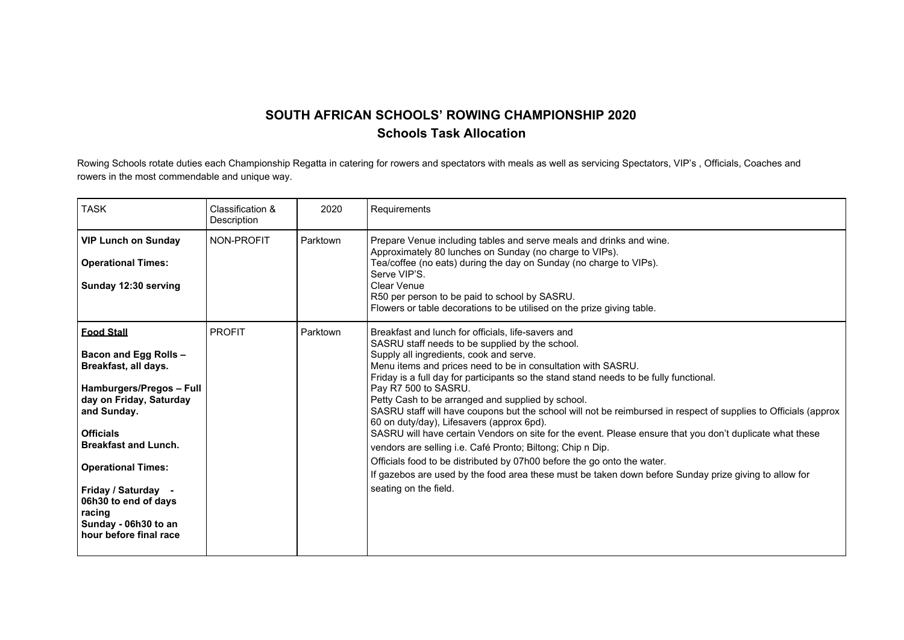# SOUTH AFRICAN SCHOOLS' ROWING CHAMPIONSHIP 2020
## Schools Task Allocation

Rowing Schools rotate duties each Championship Regatta in catering for rowers and spectators with meals as well as servicing Spectators, VIP's , Officials, Coaches and rowers in the most commendable and unique way.

| TASK | Classification & Description | 2020 | Requirements |
|---|---|---|---|
| **VIP Lunch on Sunday**<br><br>**Operational Times:**<br><br>**Sunday 12:30 serving** | NON-PROFIT | Parktown | Prepare Venue including tables and serve meals and drinks and wine.<br>Approximately 80 lunches on Sunday (no charge to VIPs).<br>Tea/coffee (no eats) during the day on Sunday (no charge to VIPs).<br>Serve VIP'S.<br>Clear Venue<br>R50 per person to be paid to school by SASRU.<br>Flowers or table decorations to be utilised on the prize giving table. |
| **<u>Food Stall</u>**<br><br>**Bacon and Egg Rolls – Breakfast, all days.**<br><br>**Hamburgers/Pregos – Full day on Friday, Saturday and Sunday.**<br><br>**Officials**<br>**Breakfast and Lunch.**<br><br>**Operational Times:**<br><br>**Friday / Saturday - 06h30 to end of days racing**<br>**Sunday - 06h30 to an hour before final race** | PROFIT | Parktown | Breakfast and lunch for officials, life-savers and SASRU staff needs to be supplied by the school.<br>Supply all ingredients, cook and serve.<br>Menu items and prices need to be in consultation with SASRU.<br>Friday is a full day for participants so the stand stand needs to be fully functional.<br>Pay R7 500 to SASRU.<br>Petty Cash to be arranged and supplied by school.<br>SASRU staff will have coupons but the school will not be reimbursed in respect of supplies to Officials (approx 60 on duty/day), Lifesavers (approx 6pd).<br>SASRU will have certain Vendors on site for the event. Please ensure that you don't duplicate what these vendors are selling i.e. Café Pronto; Biltong; Chip n Dip.<br>Officials food to be distributed by 07h00 before the go onto the water.<br>If gazebos are used by the food area these must be taken down before Sunday prize giving to allow for seating on the field. |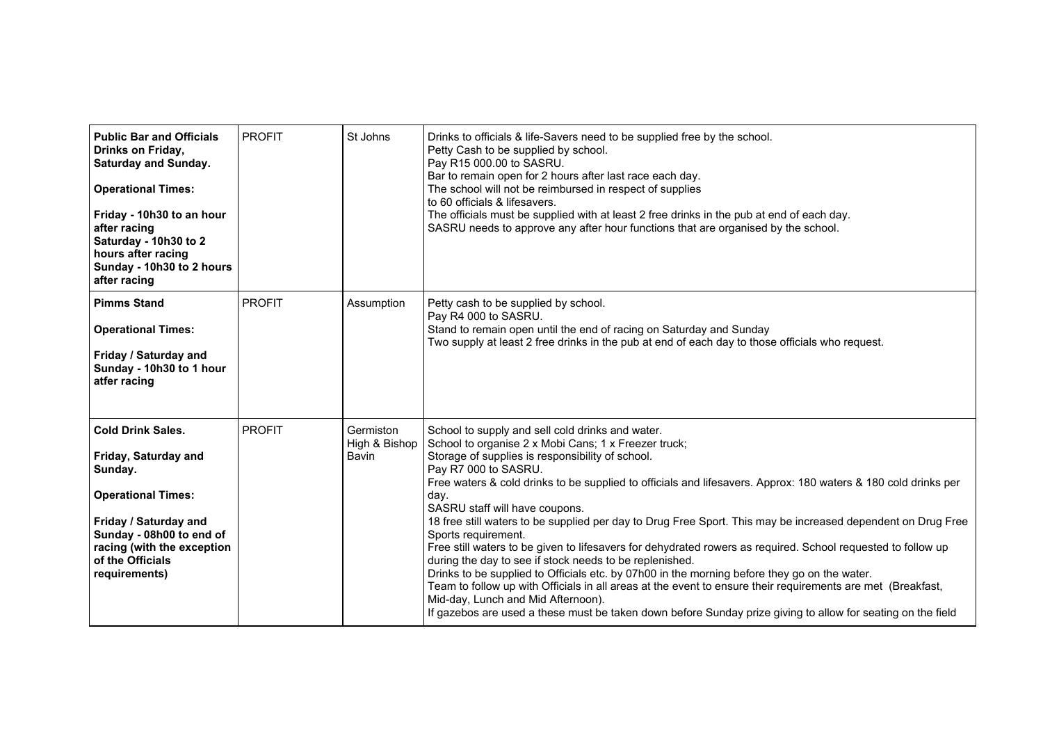| | | | |
|---|---|---|---|
| **Public Bar and Officials Drinks on Friday, Saturday and Sunday.**<br><br>**Operational Times:**<br><br>**Friday - 10h30 to an hour after racing**<br>**Saturday - 10h30 to 2 hours after racing**<br>**Sunday - 10h30 to 2 hours after racing** | PROFIT | St Johns | Drinks to officials & life-Savers need to be supplied free by the school.<br>Petty Cash to be supplied by school.<br>Pay R15 000.00 to SASRU.<br>Bar to remain open for 2 hours after last race each day.<br>The school will not be reimbursed in respect of supplies<br>to 60 officials & lifesavers.<br>The officials must be supplied with at least 2 free drinks in the pub at end of each day.<br>SASRU needs to approve any after hour functions that are organised by the school. |
| **Pimms Stand**<br><br>**Operational Times:**<br><br>**Friday / Saturday and Sunday - 10h30 to 1 hour atfer racing** | PROFIT | Assumption | Petty cash to be supplied by school.<br>Pay R4 000 to SASRU.<br>Stand to remain open until the end of racing on Saturday and Sunday<br>Two supply at least 2 free drinks in the pub at end of each day to those officials who request. |
| **Cold Drink Sales.**<br><br>**Friday, Saturday and Sunday.**<br><br>**Operational Times:**<br><br>**Friday / Saturday and Sunday - 08h00 to end of racing (with the exception of the Officials requirements)** | PROFIT | Germiston High & Bishop Bavin | School to supply and sell cold drinks and water.<br>School to organise 2 x Mobi Cans; 1 x Freezer truck;<br>Storage of supplies is responsibility of school.<br>Pay R7 000 to SASRU.<br>Free waters & cold drinks to be supplied to officials and lifesavers. Approx: 180 waters & 180 cold drinks per day.<br>SASRU staff will have coupons.<br>18 free still waters to be supplied per day to Drug Free Sport. This may be increased dependent on Drug Free Sports requirement.<br>Free still waters to be given to lifesavers for dehydrated rowers as required. School requested to follow up during the day to see if stock needs to be replenished.<br>Drinks to be supplied to Officials etc. by 07h00 in the morning before they go on the water.<br>Team to follow up with Officials in all areas at the event to ensure their requirements are met (Breakfast, Mid-day, Lunch and Mid Afternoon).<br>If gazebos are used a these must be taken down before Sunday prize giving to allow for seating on the field |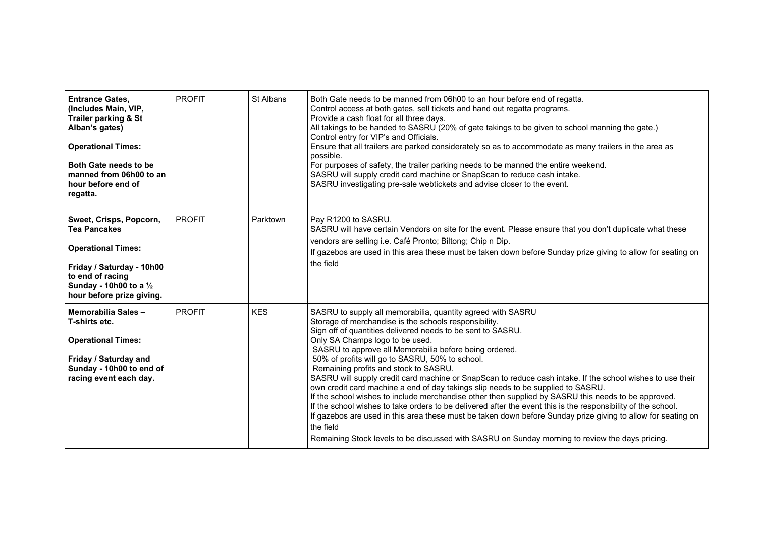| | | | |
|---|---|---|---|
| **Entrance Gates, (Includes Main, VIP, Trailer parking & St Alban's gates)**<br><br>**Operational Times:**<br><br>**Both Gate needs to be manned from 06h00 to an hour before end of regatta.** | PROFIT | St Albans | Both Gate needs to be manned from 06h00 to an hour before end of regatta.<br>Control access at both gates, sell tickets and hand out regatta programs.<br>Provide a cash float for all three days.<br>All takings to be handed to SASRU (20% of gate takings to be given to school manning the gate.)<br>Control entry for VIP's and Officials.<br>Ensure that all trailers are parked considerately so as to accommodate as many trailers in the area as possible.<br>For purposes of safety, the trailer parking needs to be manned the entire weekend.<br>SASRU will supply credit card machine or SnapScan to reduce cash intake.<br>SASRU investigating pre-sale webtickets and advise closer to the event. |
| **Sweet, Crisps, Popcorn, Tea Pancakes**<br><br>**Operational Times:**<br><br>**Friday / Saturday - 10h00 to end of racing**<br>**Sunday - 10h00 to a ½ hour before prize giving.** | PROFIT | Parktown | Pay R1200 to SASRU.<br>SASRU will have certain Vendors on site for the event. Please ensure that you don't duplicate what these vendors are selling i.e. Café Pronto; Biltong; Chip n Dip.<br>If gazebos are used in this area these must be taken down before Sunday prize giving to allow for seating on the field |
| **Memorabilia Sales – T-shirts etc.**<br><br>**Operational Times:**<br><br>**Friday / Saturday and Sunday - 10h00 to end of racing event each day.** | PROFIT | KES | SASRU to supply all memorabilia, quantity agreed with SASRU<br>Storage of merchandise is the schools responsibility.<br>Sign off of quantities delivered needs to be sent to SASRU.<br>Only SA Champs logo to be used.<br>SASRU to approve all Memorabilia before being ordered.<br>50% of profits will go to SASRU, 50% to school.<br>Remaining profits and stock to SASRU.<br>SASRU will supply credit card machine or SnapScan to reduce cash intake. If the school wishes to use their own credit card machine a end of day takings slip needs to be supplied to SASRU.<br>If the school wishes to include merchandise other then supplied by SASRU this needs to be approved.<br>If the school wishes to take orders to be delivered after the event this is the responsibility of the school.<br>If gazebos are used in this area these must be taken down before Sunday prize giving to allow for seating on the field<br>Remaining Stock levels to be discussed with SASRU on Sunday morning to review the days pricing. |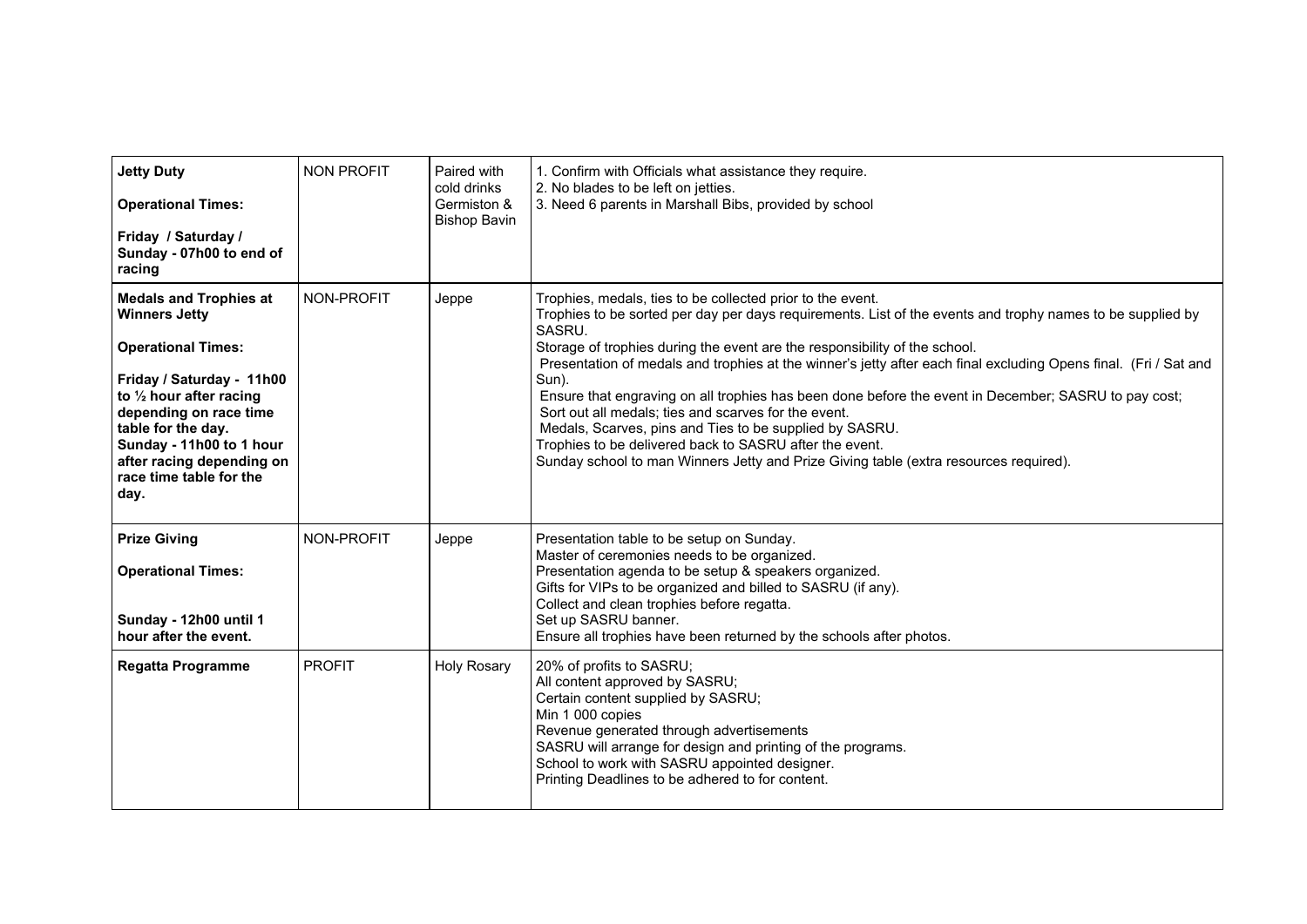| | | | |
|---|---|---|---|
| **Jetty Duty**<br><br>**Operational Times:**<br><br>**Friday / Saturday / Sunday - 07h00 to end of racing** | NON PROFIT | Paired with cold drinks Germiston & Bishop Bavin | 1. Confirm with Officials what assistance they require.<br>2. No blades to be left on jetties.<br>3. Need 6 parents in Marshall Bibs, provided by school |
| **Medals and Trophies at Winners Jetty**<br><br>**Operational Times:**<br><br>**Friday / Saturday - 11h00 to ½ hour after racing depending on race time table for the day.**<br>**Sunday - 11h00 to 1 hour after racing depending on race time table for the day.** | NON-PROFIT | Jeppe | Trophies, medals, ties to be collected prior to the event.<br>Trophies to be sorted per day per days requirements. List of the events and trophy names to be supplied by SASRU.<br>Storage of trophies during the event are the responsibility of the school.<br>Presentation of medals and trophies at the winner's jetty after each final excluding Opens final. (Fri / Sat and Sun).<br>Ensure that engraving on all trophies has been done before the event in December; SASRU to pay cost;<br>Sort out all medals; ties and scarves for the event.<br>Medals, Scarves, pins and Ties to be supplied by SASRU.<br>Trophies to be delivered back to SASRU after the event.<br>Sunday school to man Winners Jetty and Prize Giving table (extra resources required). |
| **Prize Giving**<br><br>**Operational Times:**<br><br>**Sunday - 12h00 until 1 hour after the event.** | NON-PROFIT | Jeppe | Presentation table to be setup on Sunday.<br>Master of ceremonies needs to be organized.<br>Presentation agenda to be setup & speakers organized.<br>Gifts for VIPs to be organized and billed to SASRU (if any).<br>Collect and clean trophies before regatta.<br>Set up SASRU banner.<br>Ensure all trophies have been returned by the schools after photos. |
| **Regatta Programme** | PROFIT | Holy Rosary | 20% of profits to SASRU;<br>All content approved by SASRU;<br>Certain content supplied by SASRU;<br>Min 1 000 copies<br>Revenue generated through advertisements<br>SASRU will arrange for design and printing of the programs.<br>School to work with SASRU appointed designer.<br>Printing Deadlines to be adhered to for content. |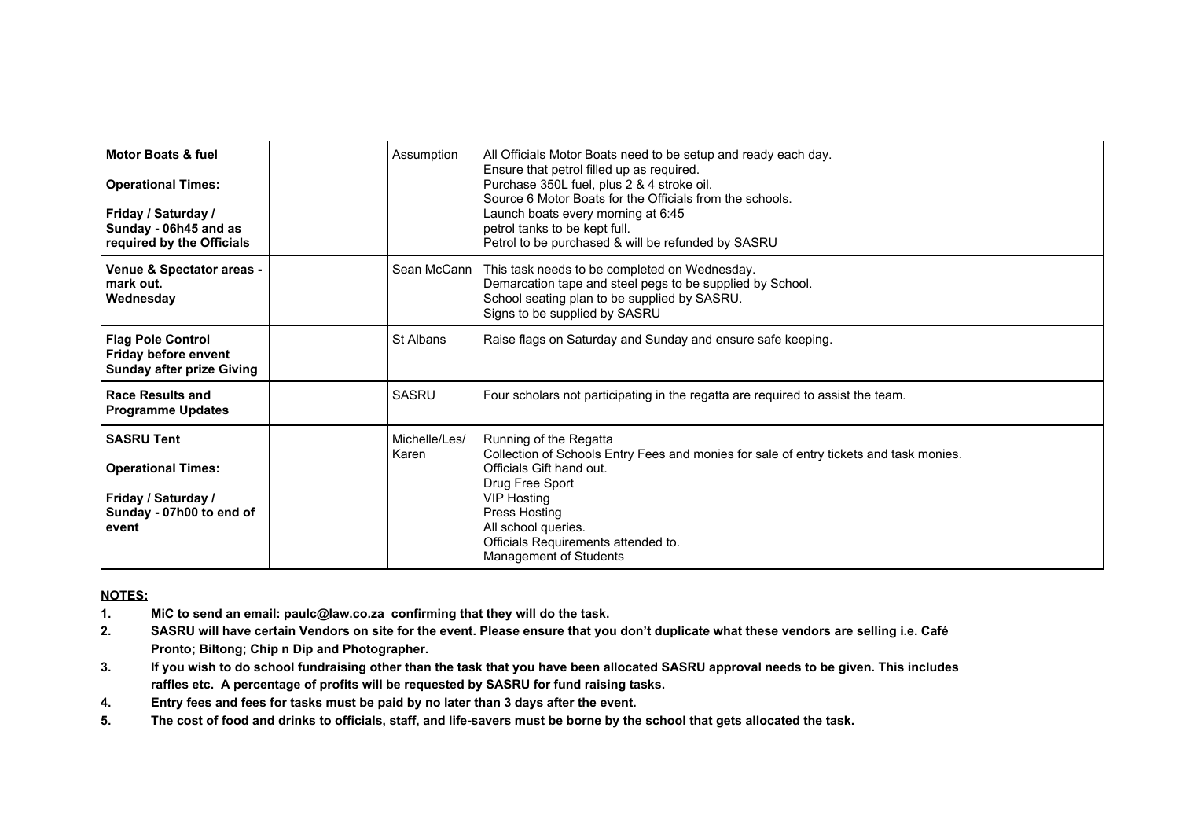| **Motor Boats & fuel**<br><br>**Operational Times:**<br><br>**Friday / Saturday / Sunday - 06h45 and as required by the Officials** | | Assumption | All Officials Motor Boats need to be setup and ready each day.<br>Ensure that petrol filled up as required.<br>Purchase 350L fuel, plus 2 & 4 stroke oil.<br>Source 6 Motor Boats for the Officials from the schools.<br>Launch boats every morning at 6:45<br>petrol tanks to be kept full.<br>Petrol to be purchased & will be refunded by SASRU |
|---|---|---|---|
| **Venue & Spectator areas - mark out.**<br>**Wednesday** | | Sean McCann | This task needs to be completed on Wednesday.<br>Demarcation tape and steel pegs to be supplied by School.<br>School seating plan to be supplied by SASRU.<br>Signs to be supplied by SASRU |
| **Flag Pole Control**<br>**Friday before envent**<br>**Sunday after prize Giving** | | St Albans | Raise flags on Saturday and Sunday and ensure safe keeping. |
| **Race Results and Programme Updates** | | SASRU | Four scholars not participating in the regatta are required to assist the team. |
| **SASRU Tent**<br><br>**Operational Times:**<br><br>**Friday / Saturday / Sunday - 07h00 to end of event** | | Michelle/Les/ Karen | Running of the Regatta<br>Collection of Schools Entry Fees and monies for sale of entry tickets and task monies.<br>Officials Gift hand out.<br>Drug Free Sport<br>VIP Hosting<br>Press Hosting<br>All school queries.<br>Officials Requirements attended to.<br>Management of Students |

**NOTES:**

1. **MiC to send an email: paulc@law.co.za confirming that they will do the task.**
2. **SASRU will have certain Vendors on site for the event. Please ensure that you don't duplicate what these vendors are selling i.e. Café Pronto; Biltong; Chip n Dip and Photographer.**
3. **If you wish to do school fundraising other than the task that you have been allocated SASRU approval needs to be given. This includes raffles etc. A percentage of profits will be requested by SASRU for fund raising tasks.**
4. **Entry fees and fees for tasks must be paid by no later than 3 days after the event.**
5. **The cost of food and drinks to officials, staff, and life-savers must be borne by the school that gets allocated the task.**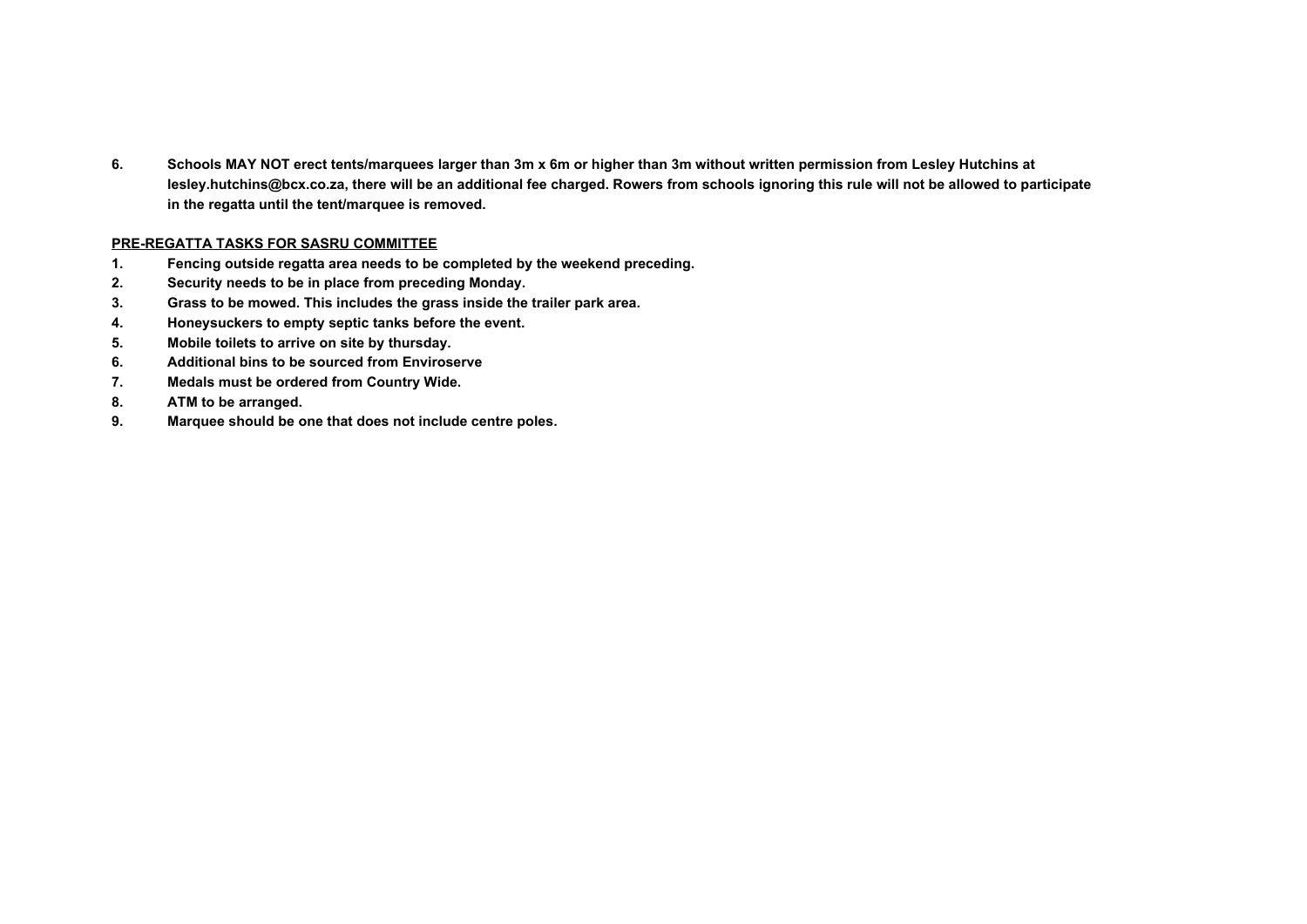6. **Schools MAY NOT erect tents/marquees larger than 3m x 6m or higher than 3m without written permission from Lesley Hutchins at lesley.hutchins@bcx.co.za, there will be an additional fee charged. Rowers from schools ignoring this rule will not be allowed to participate in the regatta until the tent/marquee is removed.**

**<u>PRE-REGATTA TASKS FOR SASRU COMMITTEE</u>**

1. **Fencing outside regatta area needs to be completed by the weekend preceding.**
2. **Security needs to be in place from preceding Monday.**
3. **Grass to be mowed. This includes the grass inside the trailer park area.**
4. **Honeysuckers to empty septic tanks before the event.**
5. **Mobile toilets to arrive on site by thursday.**
6. **Additional bins to be sourced from Enviroserve**
7. **Medals must be ordered from Country Wide.**
8. **ATM to be arranged.**
9. **Marquee should be one that does not include centre poles.**